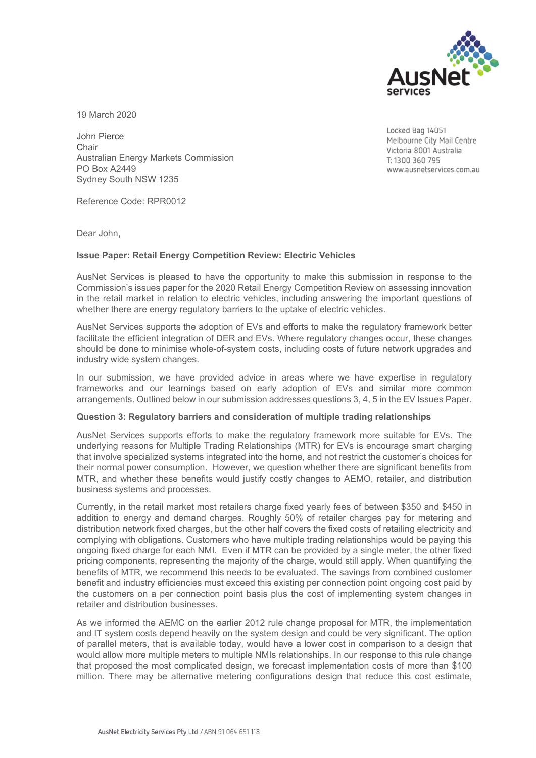19 March 2020

John Pierce
Chair
Australian Energy Markets Commission
PO Box A2449
Sydney South NSW 1235

Locked Bag 14051
Melbourne City Mail Centre
Victoria 8001 Australia
T: 1300 360 795
www.ausnetservices.com.au

Reference Code: RPR0012

Dear John,

**Issue Paper: Retail Energy Competition Review: Electric Vehicles**

AusNet Services is pleased to have the opportunity to make this submission in response to the Commission's issues paper for the 2020 Retail Energy Competition Review on assessing innovation in the retail market in relation to electric vehicles, including answering the important questions of whether there are energy regulatory barriers to the uptake of electric vehicles.

AusNet Services supports the adoption of EVs and efforts to make the regulatory framework better facilitate the efficient integration of DER and EVs. Where regulatory changes occur, these changes should be done to minimise whole-of-system costs, including costs of future network upgrades and industry wide system changes.

In our submission, we have provided advice in areas where we have expertise in regulatory frameworks and our learnings based on early adoption of EVs and similar more common arrangements. Outlined below in our submission addresses questions 3, 4, 5 in the EV Issues Paper.

**Question 3: Regulatory barriers and consideration of multiple trading relationships**

AusNet Services supports efforts to make the regulatory framework more suitable for EVs. The underlying reasons for Multiple Trading Relationships (MTR) for EVs is encourage smart charging that involve specialized systems integrated into the home, and not restrict the customer's choices for their normal power consumption. However, we question whether there are significant benefits from MTR, and whether these benefits would justify costly changes to AEMO, retailer, and distribution business systems and processes.

Currently, in the retail market most retailers charge fixed yearly fees of between $350 and $450 in addition to energy and demand charges. Roughly 50% of retailer charges pay for metering and distribution network fixed charges, but the other half covers the fixed costs of retailing electricity and complying with obligations. Customers who have multiple trading relationships would be paying this ongoing fixed charge for each NMI. Even if MTR can be provided by a single meter, the other fixed pricing components, representing the majority of the charge, would still apply. When quantifying the benefits of MTR, we recommend this needs to be evaluated. The savings from combined customer benefit and industry efficiencies must exceed this existing per connection point ongoing cost paid by the customers on a per connection point basis plus the cost of implementing system changes in retailer and distribution businesses.

As we informed the AEMC on the earlier 2012 rule change proposal for MTR, the implementation and IT system costs depend heavily on the system design and could be very significant. The option of parallel meters, that is available today, would have a lower cost in comparison to a design that would allow more multiple meters to multiple NMIs relationships. In our response to this rule change that proposed the most complicated design, we forecast implementation costs of more than $100 million. There may be alternative metering configurations design that reduce this cost estimate,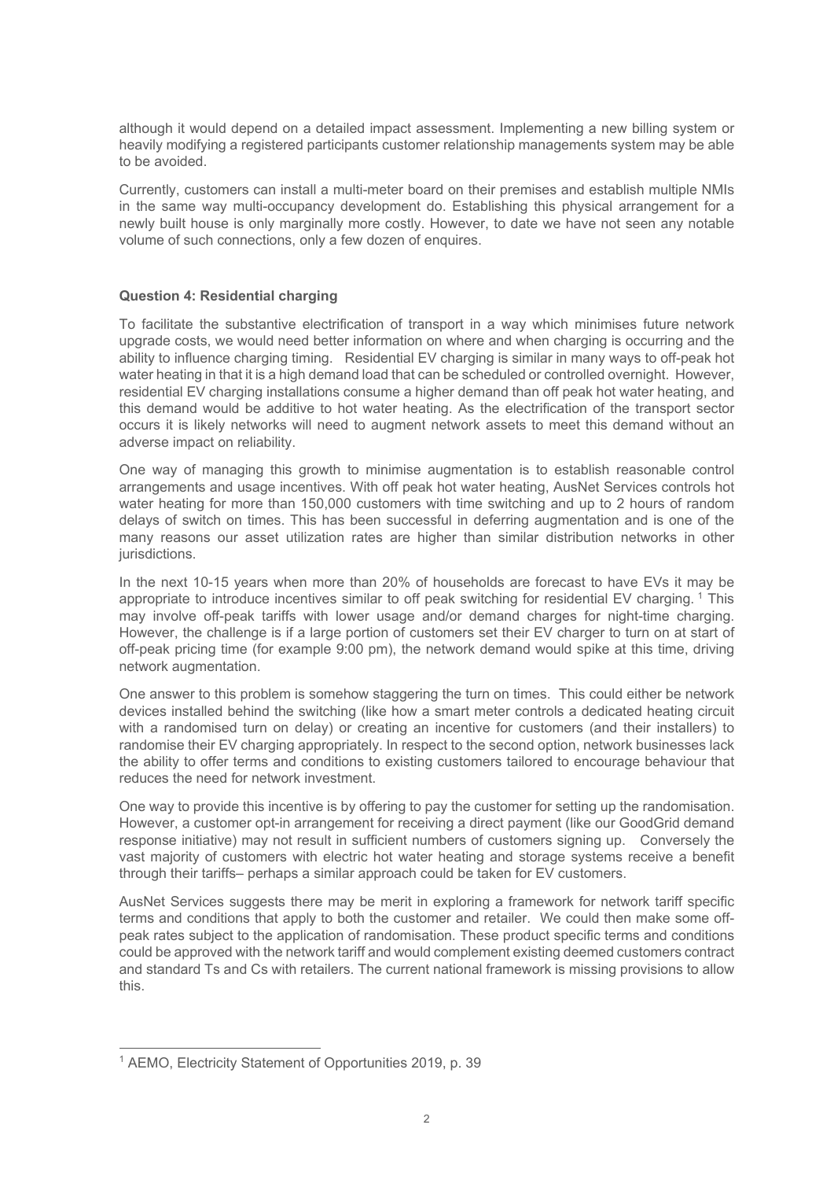although it would depend on a detailed impact assessment. Implementing a new billing system or heavily modifying a registered participants customer relationship managements system may be able to be avoided.

Currently, customers can install a multi-meter board on their premises and establish multiple NMIs in the same way multi-occupancy development do. Establishing this physical arrangement for a newly built house is only marginally more costly. However, to date we have not seen any notable volume of such connections, only a few dozen of enquires.

**Question 4: Residential charging**

To facilitate the substantive electrification of transport in a way which minimises future network upgrade costs, we would need better information on where and when charging is occurring and the ability to influence charging timing. Residential EV charging is similar in many ways to off-peak hot water heating in that it is a high demand load that can be scheduled or controlled overnight. However, residential EV charging installations consume a higher demand than off peak hot water heating, and this demand would be additive to hot water heating. As the electrification of the transport sector occurs it is likely networks will need to augment network assets to meet this demand without an adverse impact on reliability.

One way of managing this growth to minimise augmentation is to establish reasonable control arrangements and usage incentives. With off peak hot water heating, AusNet Services controls hot water heating for more than 150,000 customers with time switching and up to 2 hours of random delays of switch on times. This has been successful in deferring augmentation and is one of the many reasons our asset utilization rates are higher than similar distribution networks in other jurisdictions.

In the next 10-15 years when more than 20% of households are forecast to have EVs it may be appropriate to introduce incentives similar to off peak switching for residential EV charging. [1] This may involve off-peak tariffs with lower usage and/or demand charges for night-time charging. However, the challenge is if a large portion of customers set their EV charger to turn on at start of off-peak pricing time (for example 9:00 pm), the network demand would spike at this time, driving network augmentation.

One answer to this problem is somehow staggering the turn on times. This could either be network devices installed behind the switching (like how a smart meter controls a dedicated heating circuit with a randomised turn on delay) or creating an incentive for customers (and their installers) to randomise their EV charging appropriately. In respect to the second option, network businesses lack the ability to offer terms and conditions to existing customers tailored to encourage behaviour that reduces the need for network investment.

One way to provide this incentive is by offering to pay the customer for setting up the randomisation. However, a customer opt-in arrangement for receiving a direct payment (like our GoodGrid demand response initiative) may not result in sufficient numbers of customers signing up. Conversely the vast majority of customers with electric hot water heating and storage systems receive a benefit through their tariffs– perhaps a similar approach could be taken for EV customers.

AusNet Services suggests there may be merit in exploring a framework for network tariff specific terms and conditions that apply to both the customer and retailer. We could then make some off-peak rates subject to the application of randomisation. These product specific terms and conditions could be approved with the network tariff and would complement existing deemed customers contract and standard Ts and Cs with retailers. The current national framework is missing provisions to allow this.

---

[1] AEMO, Electricity Statement of Opportunities 2019, p. 39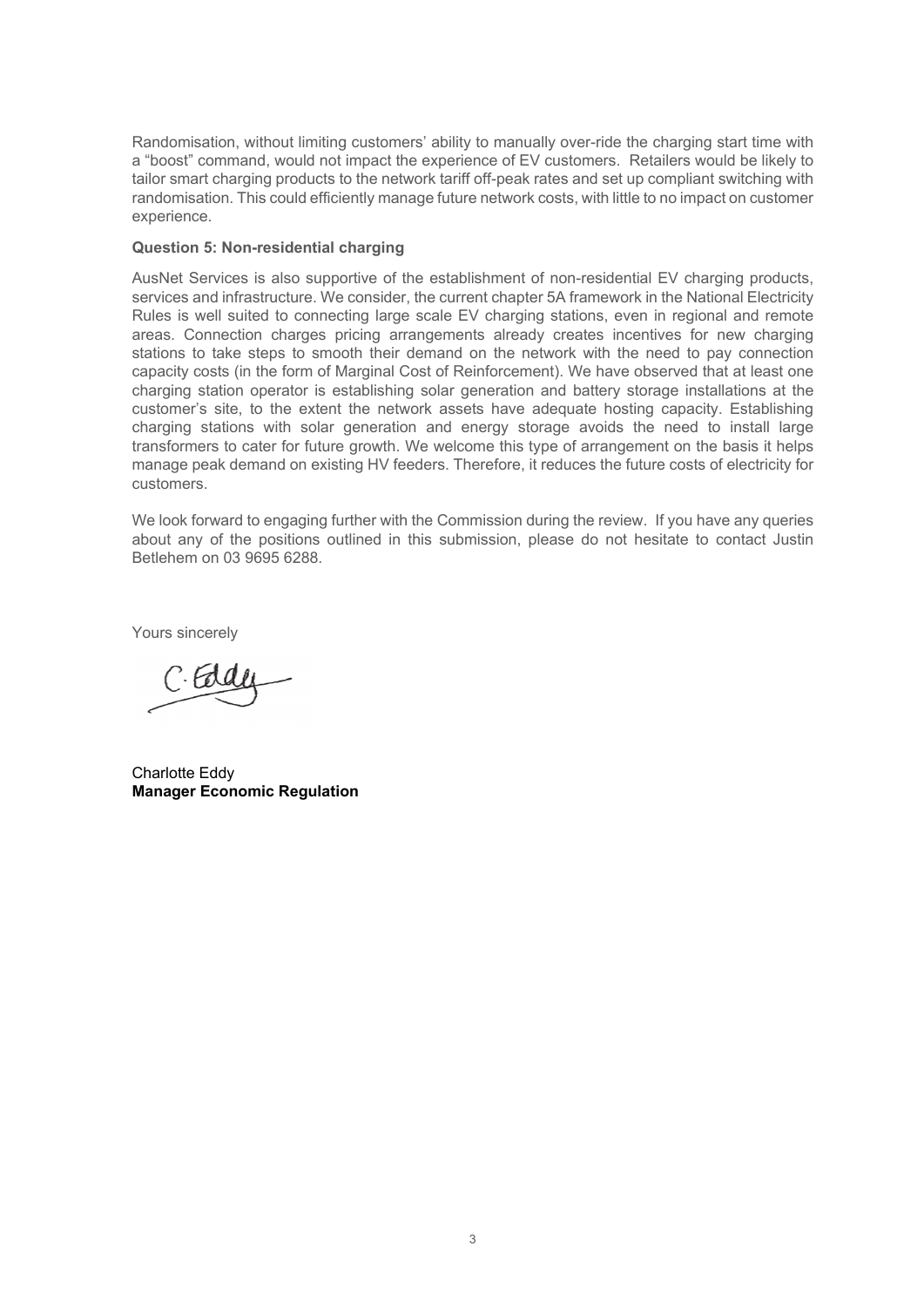Randomisation, without limiting customers' ability to manually over-ride the charging start time with a "boost" command, would not impact the experience of EV customers. Retailers would be likely to tailor smart charging products to the network tariff off-peak rates and set up compliant switching with randomisation. This could efficiently manage future network costs, with little to no impact on customer experience.

**Question 5: Non-residential charging**

AusNet Services is also supportive of the establishment of non-residential EV charging products, services and infrastructure. We consider, the current chapter 5A framework in the National Electricity Rules is well suited to connecting large scale EV charging stations, even in regional and remote areas. Connection charges pricing arrangements already creates incentives for new charging stations to take steps to smooth their demand on the network with the need to pay connection capacity costs (in the form of Marginal Cost of Reinforcement). We have observed that at least one charging station operator is establishing solar generation and battery storage installations at the customer's site, to the extent the network assets have adequate hosting capacity. Establishing charging stations with solar generation and energy storage avoids the need to install large transformers to cater for future growth. We welcome this type of arrangement on the basis it helps manage peak demand on existing HV feeders. Therefore, it reduces the future costs of electricity for customers.

We look forward to engaging further with the Commission during the review. If you have any queries about any of the positions outlined in this submission, please do not hesitate to contact Justin Betlehem on 03 9695 6288.

Yours sincerely

C. Eddy

Charlotte Eddy
**Manager Economic Regulation**